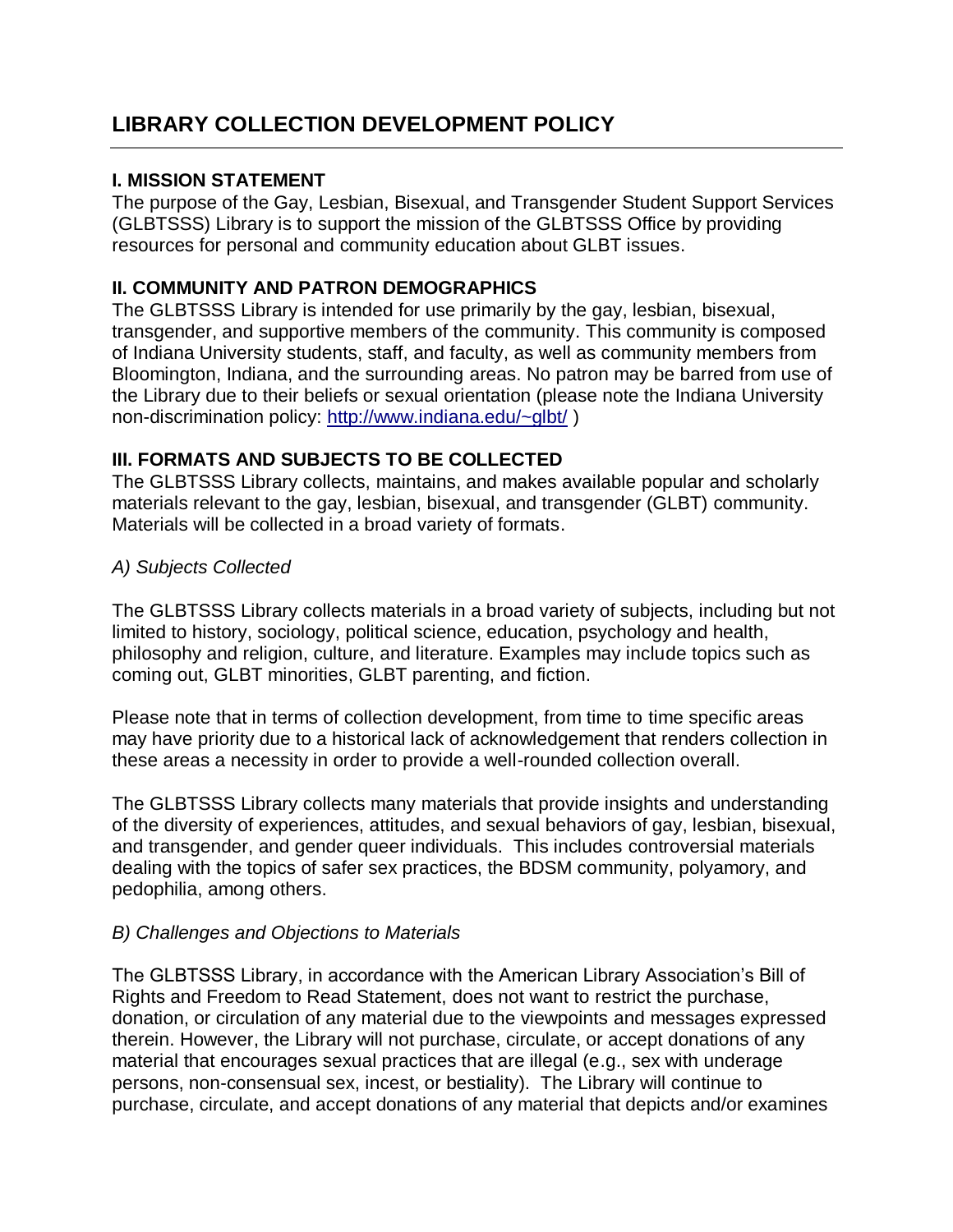# LIBRARY COLLECTION DEVELOPMENT POLICY

---

## I. MISSION STATEMENT

The purpose of the Gay, Lesbian, Bisexual, and Transgender Student Support Services (GLBTSSS) Library is to support the mission of the GLBTSSS Office by providing resources for personal and community education about GLBT issues.

## II. COMMUNITY AND PATRON DEMOGRAPHICS

The GLBTSSS Library is intended for use primarily by the gay, lesbian, bisexual, transgender, and supportive members of the community. This community is composed of Indiana University students, staff, and faculty, as well as community members from Bloomington, Indiana, and the surrounding areas. No patron may be barred from use of the Library due to their beliefs or sexual orientation (please note the Indiana University non-discrimination policy: [http://www.indiana.edu/~glbt/](http://www.indiana.edu/~glbt/) )

## III. FORMATS AND SUBJECTS TO BE COLLECTED

The GLBTSSS Library collects, maintains, and makes available popular and scholarly materials relevant to the gay, lesbian, bisexual, and transgender (GLBT) community. Materials will be collected in a broad variety of formats.

### *A) Subjects Collected*

The GLBTSSS Library collects materials in a broad variety of subjects, including but not limited to history, sociology, political science, education, psychology and health, philosophy and religion, culture, and literature. Examples may include topics such as coming out, GLBT minorities, GLBT parenting, and fiction.

Please note that in terms of collection development, from time to time specific areas may have priority due to a historical lack of acknowledgement that renders collection in these areas a necessity in order to provide a well-rounded collection overall.

The GLBTSSS Library collects many materials that provide insights and understanding of the diversity of experiences, attitudes, and sexual behaviors of gay, lesbian, bisexual, and transgender, and gender queer individuals. This includes controversial materials dealing with the topics of safer sex practices, the BDSM community, polyamory, and pedophilia, among others.

### *B) Challenges and Objections to Materials*

The GLBTSSS Library, in accordance with the American Library Association's Bill of Rights and Freedom to Read Statement, does not want to restrict the purchase, donation, or circulation of any material due to the viewpoints and messages expressed therein. However, the Library will not purchase, circulate, or accept donations of any material that encourages sexual practices that are illegal (e.g., sex with underage persons, non-consensual sex, incest, or bestiality). The Library will continue to purchase, circulate, and accept donations of any material that depicts and/or examines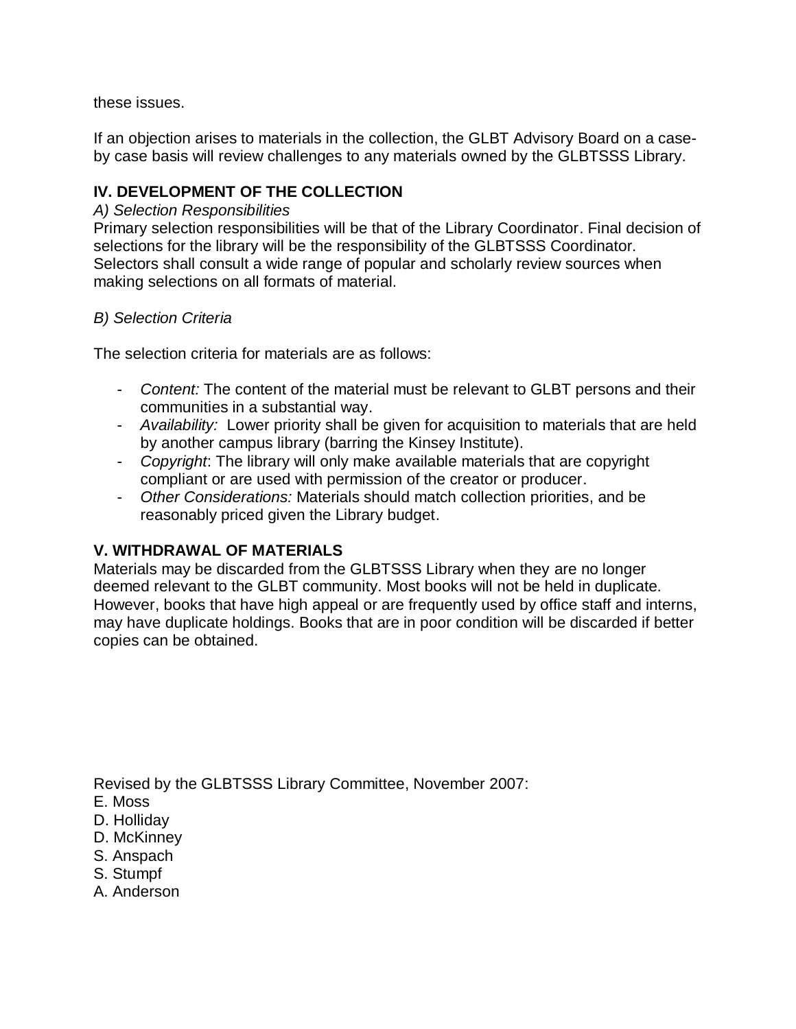these issues.

If an objection arises to materials in the collection, the GLBT Advisory Board on a case-by case basis will review challenges to any materials owned by the GLBTSSS Library.

## IV. DEVELOPMENT OF THE COLLECTION

*A) Selection Responsibilities*

Primary selection responsibilities will be that of the Library Coordinator. Final decision of selections for the library will be the responsibility of the GLBTSSS Coordinator. Selectors shall consult a wide range of popular and scholarly review sources when making selections on all formats of material.

*B) Selection Criteria*

The selection criteria for materials are as follows:

- *Content:* The content of the material must be relevant to GLBT persons and their communities in a substantial way.
- *Availability:* Lower priority shall be given for acquisition to materials that are held by another campus library (barring the Kinsey Institute).
- *Copyright*: The library will only make available materials that are copyright compliant or are used with permission of the creator or producer.
- *Other Considerations:* Materials should match collection priorities, and be reasonably priced given the Library budget.

## V. WITHDRAWAL OF MATERIALS

Materials may be discarded from the GLBTSSS Library when they are no longer deemed relevant to the GLBT community. Most books will not be held in duplicate. However, books that have high appeal or are frequently used by office staff and interns, may have duplicate holdings. Books that are in poor condition will be discarded if better copies can be obtained.

Revised by the GLBTSSS Library Committee, November 2007:

E. Moss  
D. Holliday  
D. McKinney  
S. Anspach  
S. Stumpf  
A. Anderson